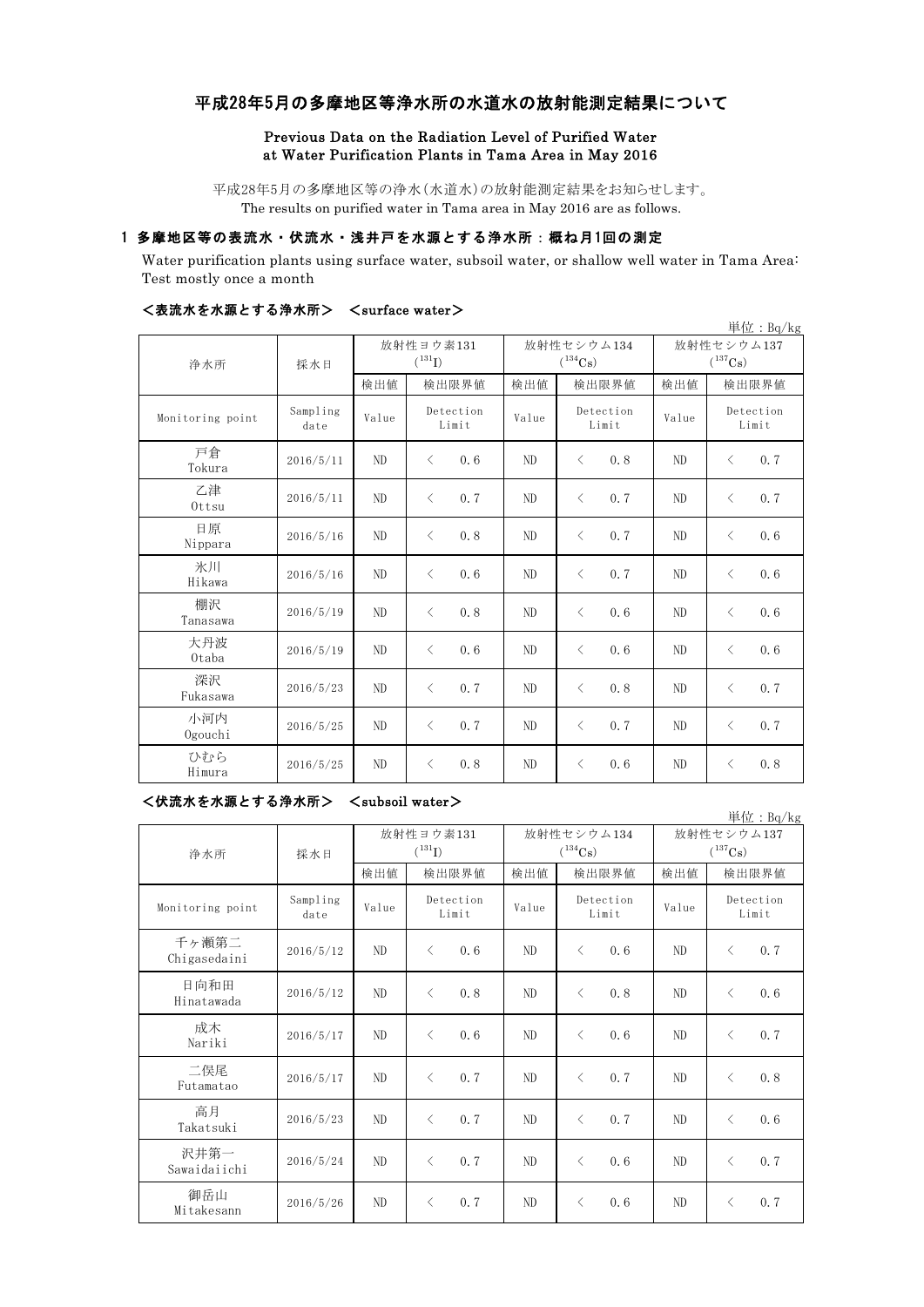# 平成28年5月の多摩地区等浄水所の水道水の放射能測定結果について

**Previous Data on the Radiation Level of Purified Water at Water Purification Plants in Tama Area in May 2016**

平成28年5月の多摩地区等の浄水(水道水)の放射能測定結果をお知らせします。
The results on purified water in Tama area in May 2016 are as follows.

## 1 多摩地区等の表流水・伏流水・浅井戸を水源とする浄水所：概ね月1回の測定

Water purification plants using surface water, subsoil water, or shallow well water in Tama Area: Test mostly once a month

### <表流水を水源とする浄水所>　<surface water>

単位：Bq/kg

| 浄水所 | 採水日 | 放射性ヨウ素131 ($^{131}I$) | | 放射性セシウム134 ($^{134}Cs$) | | 放射性セシウム137 ($^{137}Cs$) | |
|---|---|---|---|---|---|---|---|
| | | 検出値 | 検出限界値 | 検出値 | 検出限界値 | 検出値 | 検出限界値 |
| Monitoring point | Sampling date | Value | Detection Limit | Value | Detection Limit | Value | Detection Limit |
| 戸倉 Tokura | 2016/5/11 | ND | < 0.6 | ND | < 0.8 | ND | < 0.7 |
| 乙津 Ottsu | 2016/5/11 | ND | < 0.7 | ND | < 0.7 | ND | < 0.7 |
| 日原 Nippara | 2016/5/16 | ND | < 0.8 | ND | < 0.7 | ND | < 0.6 |
| 氷川 Hikawa | 2016/5/16 | ND | < 0.6 | ND | < 0.7 | ND | < 0.6 |
| 棚沢 Tanasawa | 2016/5/19 | ND | < 0.8 | ND | < 0.6 | ND | < 0.6 |
| 大丹波 Otaba | 2016/5/19 | ND | < 0.6 | ND | < 0.6 | ND | < 0.6 |
| 深沢 Fukasawa | 2016/5/23 | ND | < 0.7 | ND | < 0.8 | ND | < 0.7 |
| 小河内 Ogouchi | 2016/5/25 | ND | < 0.7 | ND | < 0.7 | ND | < 0.7 |
| ひむら Himura | 2016/5/25 | ND | < 0.8 | ND | < 0.6 | ND | < 0.8 |

### <伏流水を水源とする浄水所>　<subsoil water>

単位：Bq/kg

| 浄水所 | 採水日 | 放射性ヨウ素131 ($^{131}I$) | | 放射性セシウム134 ($^{134}Cs$) | | 放射性セシウム137 ($^{137}Cs$) | |
|---|---|---|---|---|---|---|---|
| | | 検出値 | 検出限界値 | 検出値 | 検出限界値 | 検出値 | 検出限界値 |
| Monitoring point | Sampling date | Value | Detection Limit | Value | Detection Limit | Value | Detection Limit |
| 千ヶ瀬第二 Chigasedaini | 2016/5/12 | ND | < 0.6 | ND | < 0.6 | ND | < 0.7 |
| 日向和田 Hinatawada | 2016/5/12 | ND | < 0.8 | ND | < 0.8 | ND | < 0.6 |
| 成木 Nariki | 2016/5/17 | ND | < 0.6 | ND | < 0.6 | ND | < 0.7 |
| 二俣尾 Futamatao | 2016/5/17 | ND | < 0.7 | ND | < 0.7 | ND | < 0.8 |
| 高月 Takatsuki | 2016/5/23 | ND | < 0.7 | ND | < 0.7 | ND | < 0.6 |
| 沢井第一 Sawaidaiichi | 2016/5/24 | ND | < 0.7 | ND | < 0.6 | ND | < 0.7 |
| 御岳山 Mitakesann | 2016/5/26 | ND | < 0.7 | ND | < 0.6 | ND | < 0.7 |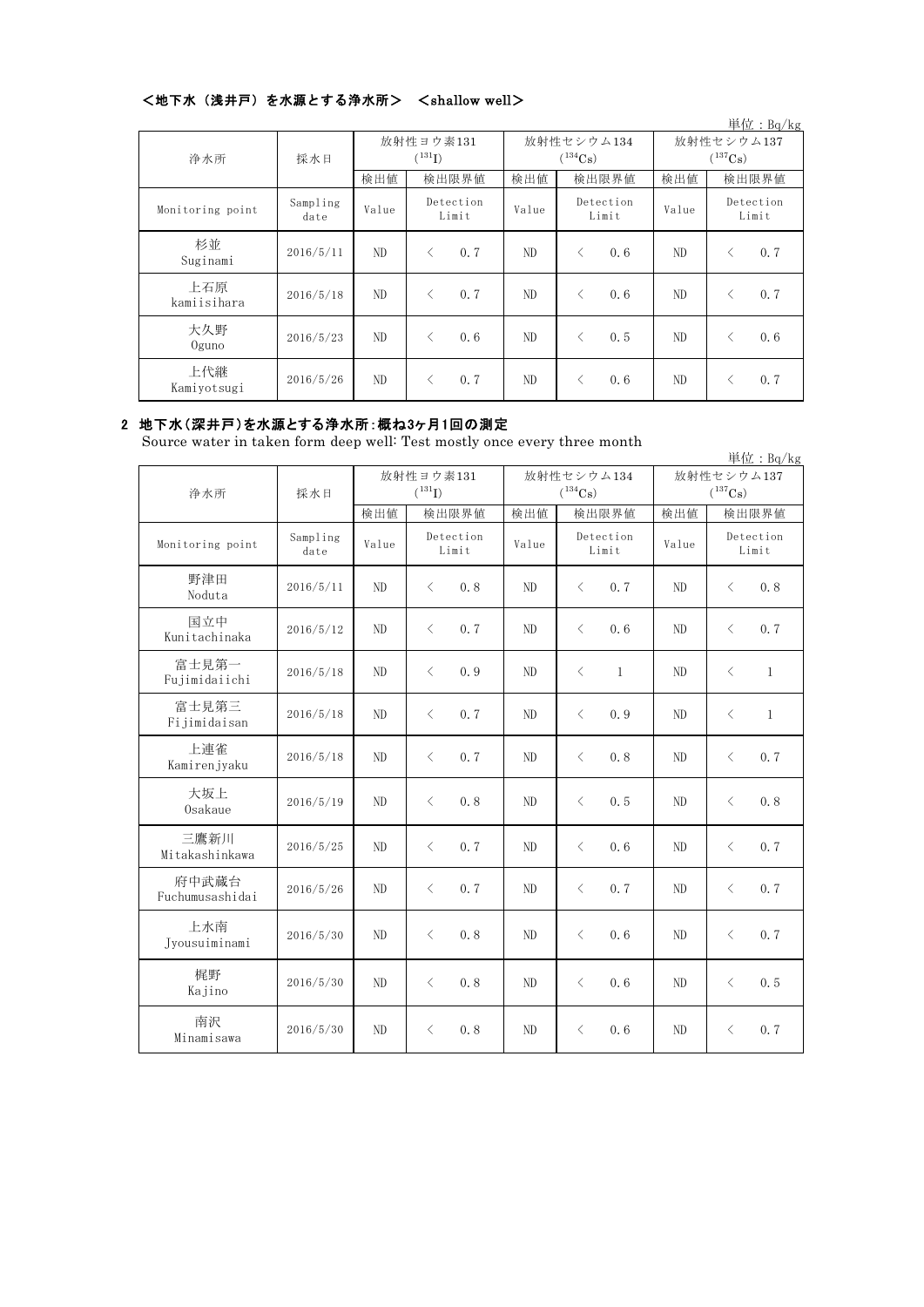## ＜地下水（浅井戸）を水源とする浄水所＞　＜shallow well＞

単位：Bq/kg

| 浄水所 | 採水日 | 放射性ヨウ素131 ($^{131}I$) | | 放射性セシウム134 ($^{134}Cs$) | | 放射性セシウム137 ($^{137}Cs$) | |
|---|---|---|---|---|---|---|---|
| | | 検出値 | 検出限界値 | 検出値 | 検出限界値 | 検出値 | 検出限界値 |
| Monitoring point | Sampling date | Value | Detection Limit | Value | Detection Limit | Value | Detection Limit |
| 杉並 Suginami | 2016/5/11 | ND | ＜ 0.7 | ND | ＜ 0.6 | ND | ＜ 0.7 |
| 上石原 kamiisihara | 2016/5/18 | ND | ＜ 0.7 | ND | ＜ 0.6 | ND | ＜ 0.7 |
| 大久野 Oguno | 2016/5/23 | ND | ＜ 0.6 | ND | ＜ 0.5 | ND | ＜ 0.6 |
| 上代継 Kamiyotsugi | 2016/5/26 | ND | ＜ 0.7 | ND | ＜ 0.6 | ND | ＜ 0.7 |

## 2 地下水(深井戸)を水源とする浄水所:概ね3ヶ月1回の測定

Source water in taken form deep well: Test mostly once every three month

単位：Bq/kg

| 浄水所 | 採水日 | 放射性ヨウ素131 ($^{131}I$) | | 放射性セシウム134 ($^{134}Cs$) | | 放射性セシウム137 ($^{137}Cs$) | |
|---|---|---|---|---|---|---|---|
| | | 検出値 | 検出限界値 | 検出値 | 検出限界値 | 検出値 | 検出限界値 |
| Monitoring point | Sampling date | Value | Detection Limit | Value | Detection Limit | Value | Detection Limit |
| 野津田 Noduta | 2016/5/11 | ND | ＜ 0.8 | ND | ＜ 0.7 | ND | ＜ 0.8 |
| 国立中 Kunitachinaka | 2016/5/12 | ND | ＜ 0.7 | ND | ＜ 0.6 | ND | ＜ 0.7 |
| 富士見第一 Fujimidaiichi | 2016/5/18 | ND | ＜ 0.9 | ND | ＜ 1 | ND | ＜ 1 |
| 富士見第三 Fijimidaisan | 2016/5/18 | ND | ＜ 0.7 | ND | ＜ 0.9 | ND | ＜ 1 |
| 上連雀 Kamirenjyaku | 2016/5/18 | ND | ＜ 0.7 | ND | ＜ 0.8 | ND | ＜ 0.7 |
| 大坂上 Osakaue | 2016/5/19 | ND | ＜ 0.8 | ND | ＜ 0.5 | ND | ＜ 0.8 |
| 三鷹新川 Mitakashinkawa | 2016/5/25 | ND | ＜ 0.7 | ND | ＜ 0.6 | ND | ＜ 0.7 |
| 府中武蔵台 Fuchumusashidai | 2016/5/26 | ND | ＜ 0.7 | ND | ＜ 0.7 | ND | ＜ 0.7 |
| 上水南 Jyousuiminami | 2016/5/30 | ND | ＜ 0.8 | ND | ＜ 0.6 | ND | ＜ 0.7 |
| 梶野 Kajino | 2016/5/30 | ND | ＜ 0.8 | ND | ＜ 0.6 | ND | ＜ 0.5 |
| 南沢 Minamisawa | 2016/5/30 | ND | ＜ 0.8 | ND | ＜ 0.6 | ND | ＜ 0.7 |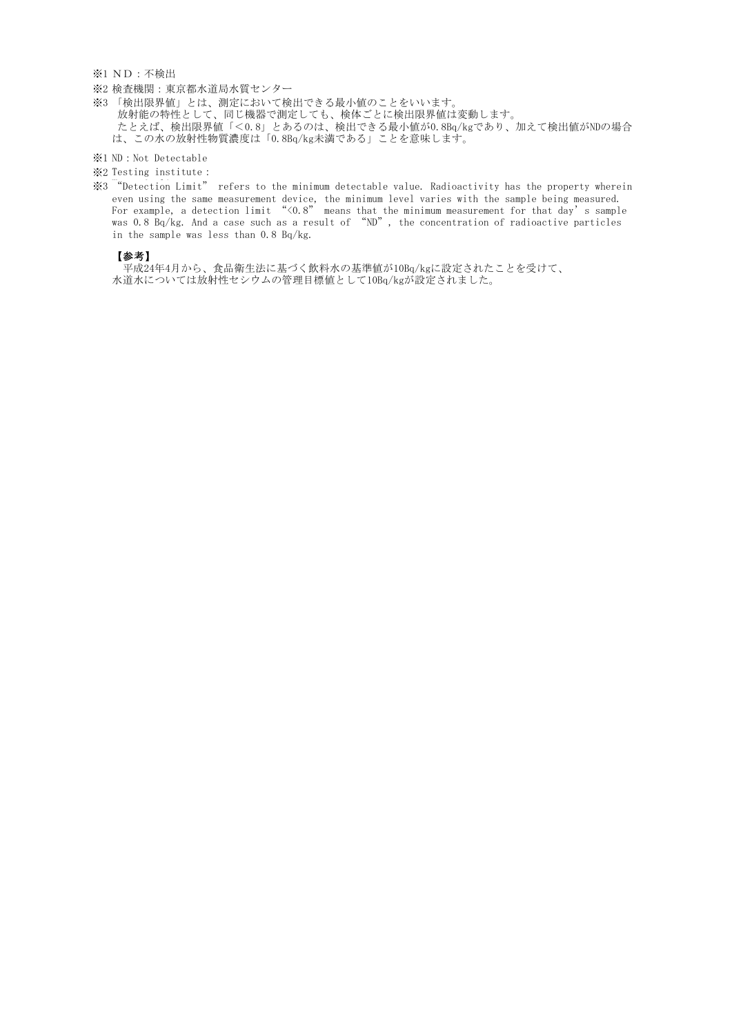※1 ＮＤ：不検出

※2 検査機関：東京都水道局水質センター

※3 「検出限界値」とは、測定において検出できる最小値のことをいいます。
放射能の特性として、同じ機器で測定しても、検体ごとに検出限界値は変動します。
たとえば、検出限界値「＜0.8」とあるのは、検出できる最小値が0.8Bq/kgであり、加えて検出値がNDの場合は、この水の放射性物質濃度は「0.8Bq/kg未満である」ことを意味します。

※1 ND：Not Detectable

※2 Testing institute：

※3 "Detection Limit" refers to the minimum detectable value. Radioactivity has the property wherein even using the same measurement device, the minimum level varies with the sample being measured. For example, a detection limit "<0.8" means that the minimum measurement for that day's sample was 0.8 Bq/kg. And a case such as a result of "ND", the concentration of radioactive particles in the sample was less than 0.8 Bq/kg.

**【参考】**

平成24年4月から、食品衛生法に基づく飲料水の基準値が10Bq/kgに設定されたことを受けて、水道水については放射性セシウムの管理目標値として10Bq/kgが設定されました。